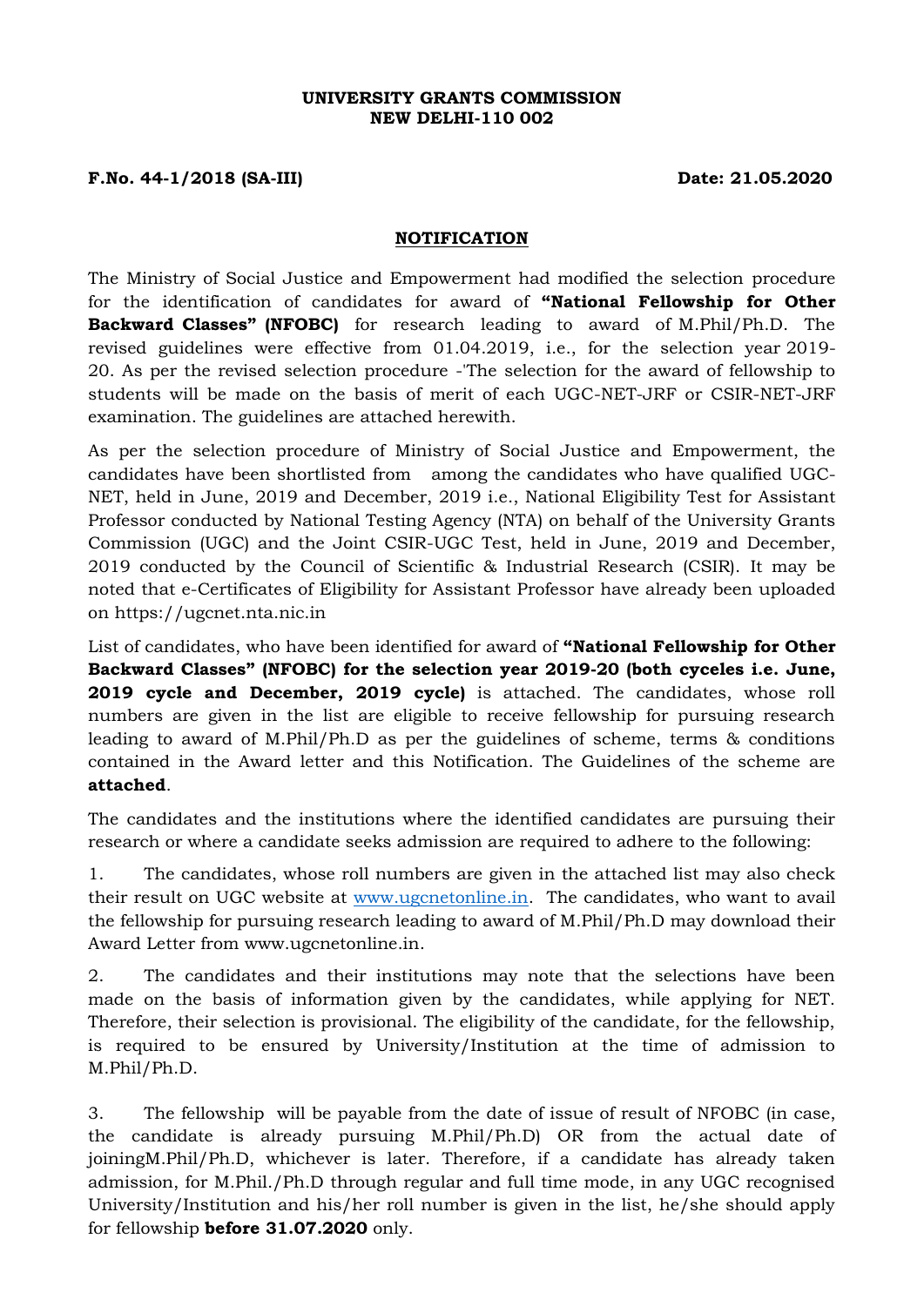**UNIVERSITY GRANTS COMMISSION**
**NEW DELHI-110 002**

**F.No. 44-1/2018 (SA-III)** **Date: 21.05.2020**

## NOTIFICATION

The Ministry of Social Justice and Empowerment had modified the selection procedure for the identification of candidates for award of **"National Fellowship for Other Backward Classes" (NFOBC)** for research leading to award of M.Phil/Ph.D. The revised guidelines were effective from 01.04.2019, i.e., for the selection year 2019-20. As per the revised selection procedure -'The selection for the award of fellowship to students will be made on the basis of merit of each UGC-NET-JRF or CSIR-NET-JRF examination. The guidelines are attached herewith.

As per the selection procedure of Ministry of Social Justice and Empowerment, the candidates have been shortlisted from among the candidates who have qualified UGC-NET, held in June, 2019 and December, 2019 i.e., National Eligibility Test for Assistant Professor conducted by National Testing Agency (NTA) on behalf of the University Grants Commission (UGC) and the Joint CSIR-UGC Test, held in June, 2019 and December, 2019 conducted by the Council of Scientific & Industrial Research (CSIR). It may be noted that e-Certificates of Eligibility for Assistant Professor have already been uploaded on https://ugcnet.nta.nic.in

List of candidates, who have been identified for award of **"National Fellowship for Other Backward Classes" (NFOBC) for the selection year 2019-20 (both cyceles i.e. June, 2019 cycle and December, 2019 cycle)** is attached. The candidates, whose roll numbers are given in the list are eligible to receive fellowship for pursuing research leading to award of M.Phil/Ph.D as per the guidelines of scheme, terms & conditions contained in the Award letter and this Notification. The Guidelines of the scheme are **attached**.

The candidates and the institutions where the identified candidates are pursuing their research or where a candidate seeks admission are required to adhere to the following:

1. The candidates, whose roll numbers are given in the attached list may also check their result on UGC website at www.ugcnetonline.in. The candidates, who want to avail the fellowship for pursuing research leading to award of M.Phil/Ph.D may download their Award Letter from www.ugcnetonline.in.

2. The candidates and their institutions may note that the selections have been made on the basis of information given by the candidates, while applying for NET. Therefore, their selection is provisional. The eligibility of the candidate, for the fellowship, is required to be ensured by University/Institution at the time of admission to M.Phil/Ph.D.

3. The fellowship will be payable from the date of issue of result of NFOBC (in case, the candidate is already pursuing M.Phil/Ph.D) OR from the actual date of joiningM.Phil/Ph.D, whichever is later. Therefore, if a candidate has already taken admission, for M.Phil./Ph.D through regular and full time mode, in any UGC recognised University/Institution and his/her roll number is given in the list, he/she should apply for fellowship **before 31.07.2020** only.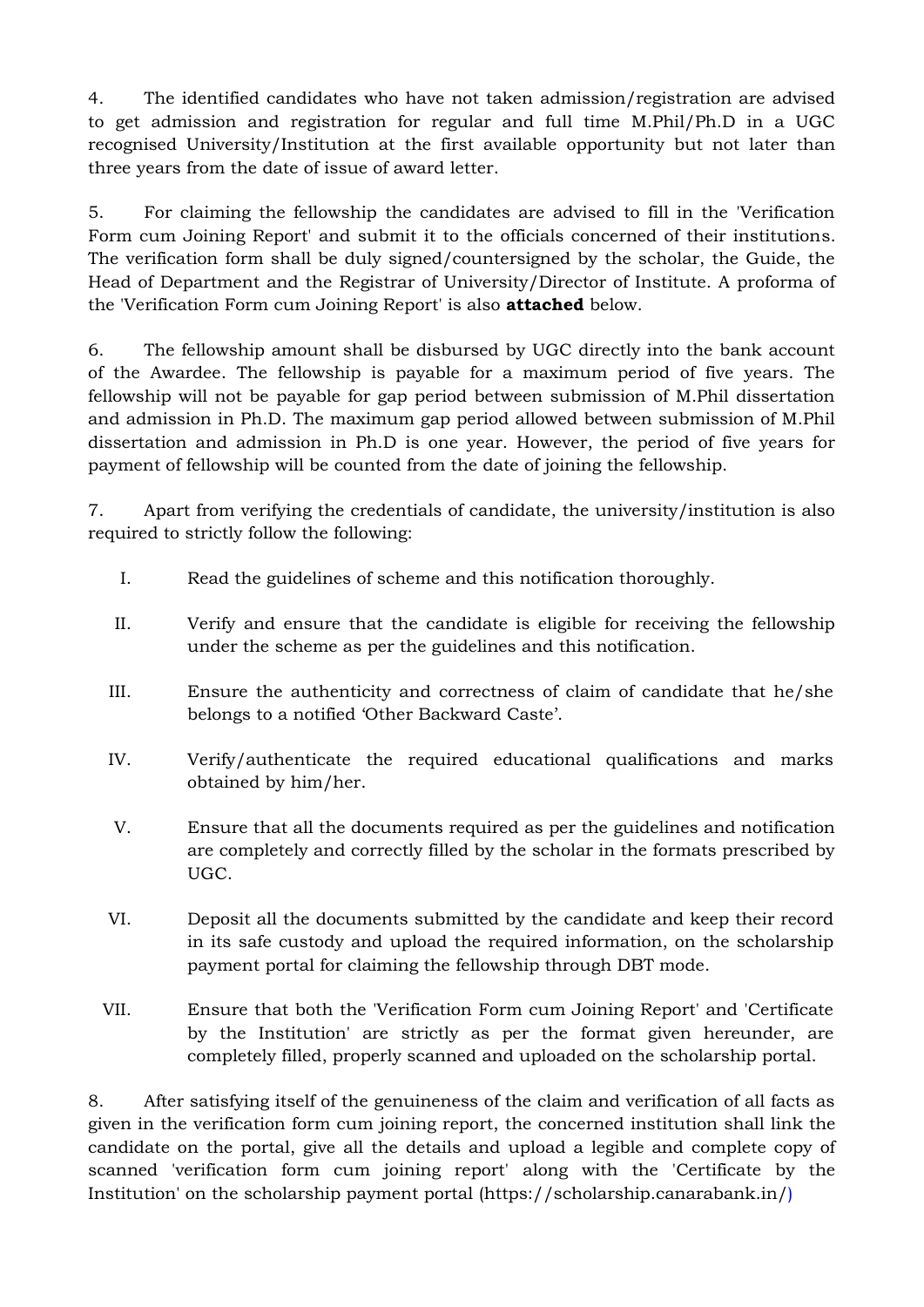4. The identified candidates who have not taken admission/registration are advised to get admission and registration for regular and full time M.Phil/Ph.D in a UGC recognised University/Institution at the first available opportunity but not later than three years from the date of issue of award letter.

5. For claiming the fellowship the candidates are advised to fill in the 'Verification Form cum Joining Report' and submit it to the officials concerned of their institutions. The verification form shall be duly signed/countersigned by the scholar, the Guide, the Head of Department and the Registrar of University/Director of Institute. A proforma of the 'Verification Form cum Joining Report' is also **attached** below.

6. The fellowship amount shall be disbursed by UGC directly into the bank account of the Awardee. The fellowship is payable for a maximum period of five years. The fellowship will not be payable for gap period between submission of M.Phil dissertation and admission in Ph.D. The maximum gap period allowed between submission of M.Phil dissertation and admission in Ph.D is one year. However, the period of five years for payment of fellowship will be counted from the date of joining the fellowship.

7. Apart from verifying the credentials of candidate, the university/institution is also required to strictly follow the following:

I. Read the guidelines of scheme and this notification thoroughly.

II. Verify and ensure that the candidate is eligible for receiving the fellowship under the scheme as per the guidelines and this notification.

III. Ensure the authenticity and correctness of claim of candidate that he/she belongs to a notified 'Other Backward Caste'.

IV. Verify/authenticate the required educational qualifications and marks obtained by him/her.

V. Ensure that all the documents required as per the guidelines and notification are completely and correctly filled by the scholar in the formats prescribed by UGC.

VI. Deposit all the documents submitted by the candidate and keep their record in its safe custody and upload the required information, on the scholarship payment portal for claiming the fellowship through DBT mode.

VII. Ensure that both the 'Verification Form cum Joining Report' and 'Certificate by the Institution' are strictly as per the format given hereunder, are completely filled, properly scanned and uploaded on the scholarship portal.

8. After satisfying itself of the genuineness of the claim and verification of all facts as given in the verification form cum joining report, the concerned institution shall link the candidate on the portal, give all the details and upload a legible and complete copy of scanned 'verification form cum joining report' along with the 'Certificate by the Institution' on the scholarship payment portal (https://scholarship.canarabank.in/)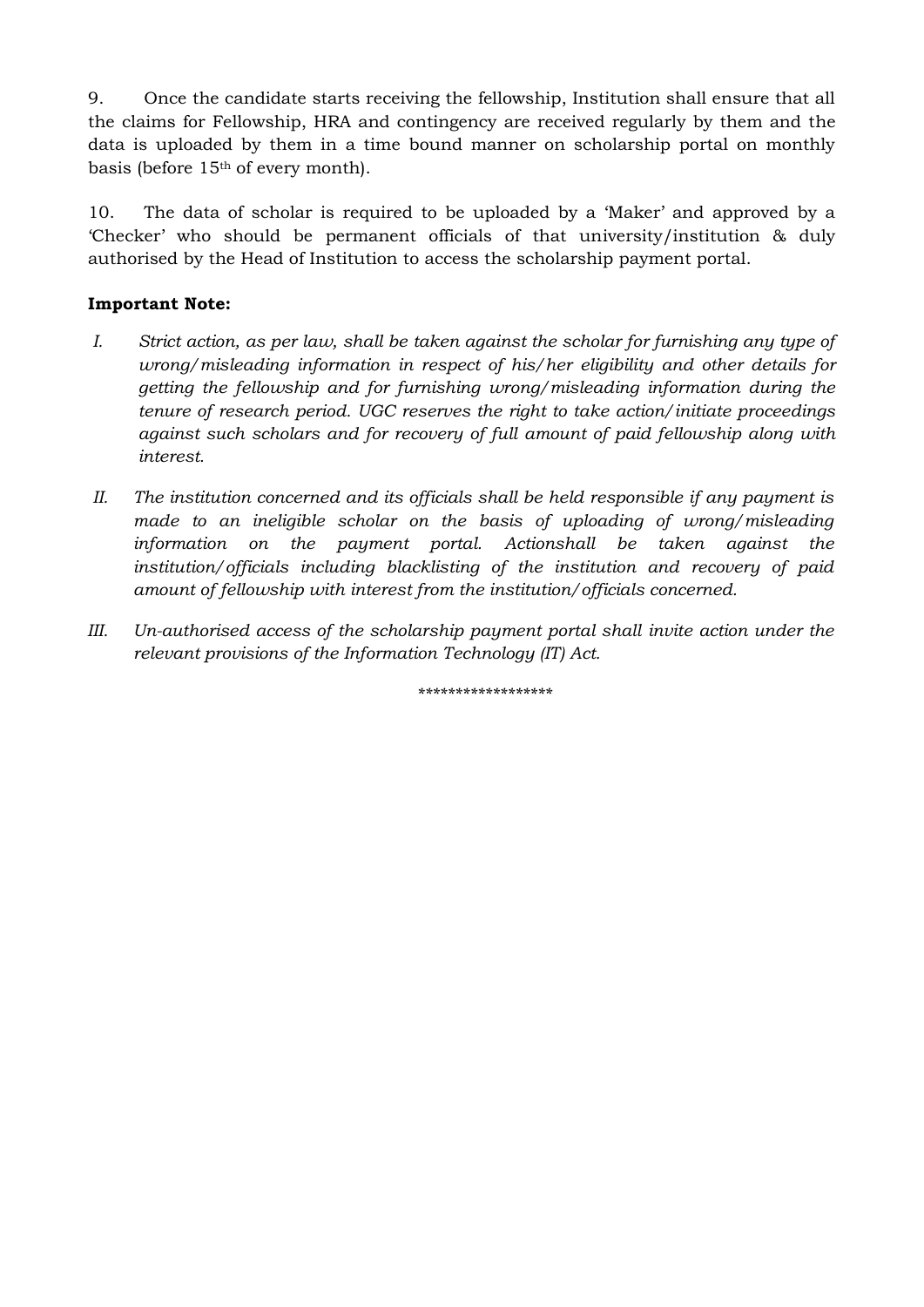9. Once the candidate starts receiving the fellowship, Institution shall ensure that all the claims for Fellowship, HRA and contingency are received regularly by them and the data is uploaded by them in a time bound manner on scholarship portal on monthly basis (before 15th of every month).

10. The data of scholar is required to be uploaded by a 'Maker' and approved by a 'Checker' who should be permanent officials of that university/institution & duly authorised by the Head of Institution to access the scholarship payment portal.

**Important Note:**

I. *Strict action, as per law, shall be taken against the scholar for furnishing any type of wrong/misleading information in respect of his/her eligibility and other details for getting the fellowship and for furnishing wrong/misleading information during the tenure of research period. UGC reserves the right to take action/initiate proceedings against such scholars and for recovery of full amount of paid fellowship along with interest.*

II. *The institution concerned and its officials shall be held responsible if any payment is made to an ineligible scholar on the basis of uploading of wrong/misleading information on the payment portal. Actionshall be taken against the institution/officials including blacklisting of the institution and recovery of paid amount of fellowship with interest from the institution/officials concerned.*

III. *Un-authorised access of the scholarship payment portal shall invite action under the relevant provisions of the Information Technology (IT) Act.*

*****************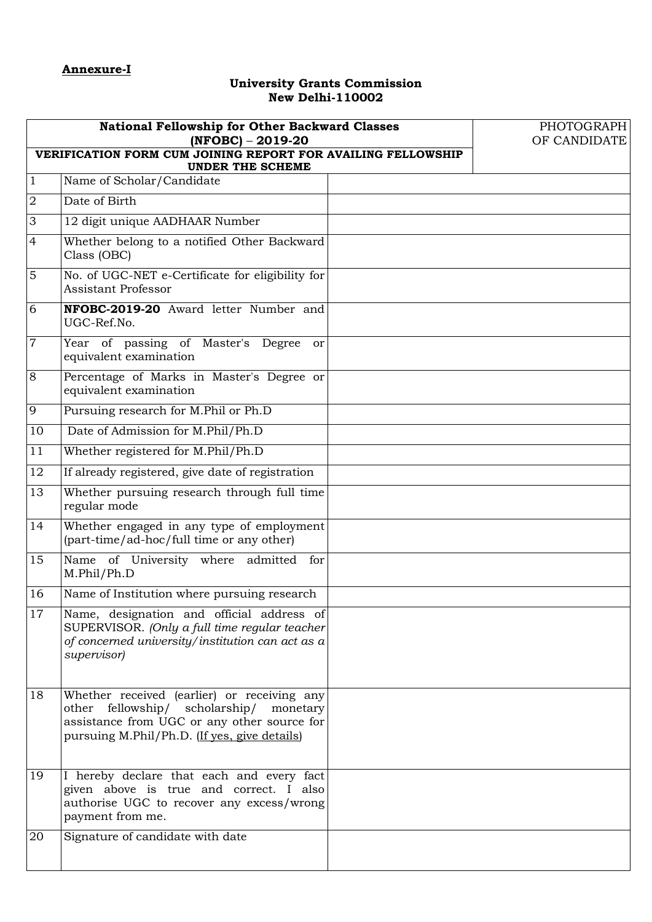**Annexure-I**

**University Grants Commission**
**New Delhi-110002**

| **National Fellowship for Other Backward Classes (NFOBC) – 2019-20** | | PHOTOGRAPH OF CANDIDATE |
|---|---|---|
| **VERIFICATION FORM CUM JOINING REPORT FOR AVAILING FELLOWSHIP UNDER THE SCHEME** | | |
| 1 | Name of Scholar/Candidate | |
| 2 | Date of Birth | |
| 3 | 12 digit unique AADHAAR Number | |
| 4 | Whether belong to a notified Other Backward Class (OBC) | |
| 5 | No. of UGC-NET e-Certificate for eligibility for Assistant Professor | |
| 6 | **NFOBC-2019-20** Award letter Number and UGC-Ref.No. | |
| 7 | Year of passing of Master's Degree or equivalent examination | |
| 8 | Percentage of Marks in Master's Degree or equivalent examination | |
| 9 | Pursuing research for M.Phil or Ph.D | |
| 10 | Date of Admission for M.Phil/Ph.D | |
| 11 | Whether registered for M.Phil/Ph.D | |
| 12 | If already registered, give date of registration | |
| 13 | Whether pursuing research through full time regular mode | |
| 14 | Whether engaged in any type of employment (part-time/ad-hoc/full time or any other) | |
| 15 | Name of University where admitted for M.Phil/Ph.D | |
| 16 | Name of Institution where pursuing research | |
| 17 | Name, designation and official address of SUPERVISOR. *(Only a full time regular teacher of concerned university/institution can act as a supervisor)* | |
| 18 | Whether received (earlier) or receiving any other fellowship/ scholarship/ monetary assistance from UGC or any other source for pursuing M.Phil/Ph.D. (If yes, give details) | |
| 19 | I hereby declare that each and every fact given above is true and correct. I also authorise UGC to recover any excess/wrong payment from me. | |
| 20 | Signature of candidate with date | |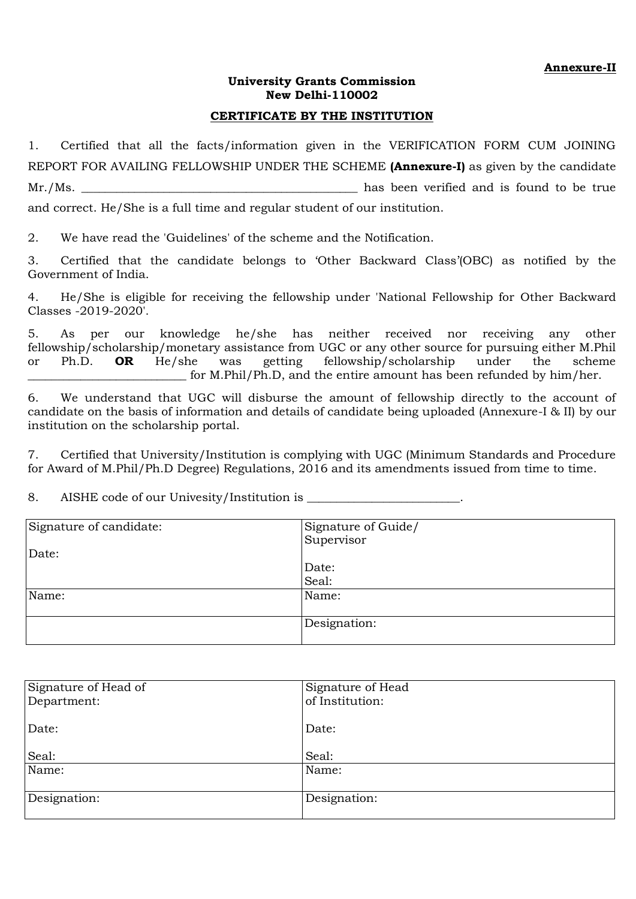**Annexure-II**

**University Grants Commission**
**New Delhi-110002**

**CERTIFICATE BY THE INSTITUTION**

1. Certified that all the facts/information given in the VERIFICATION FORM CUM JOINING REPORT FOR AVAILING FELLOWSHIP UNDER THE SCHEME **(Annexure-I)** as given by the candidate Mr./Ms. _____________________________________________ has been verified and is found to be true and correct. He/She is a full time and regular student of our institution.

2. We have read the 'Guidelines' of the scheme and the Notification.

3. Certified that the candidate belongs to 'Other Backward Class'(OBC) as notified by the Government of India.

4. He/She is eligible for receiving the fellowship under 'National Fellowship for Other Backward Classes -2019-2020'.

5. As per our knowledge he/she has neither received nor receiving any other fellowship/scholarship/monetary assistance from UGC or any other source for pursuing either M.Phil or Ph.D. **OR** He/she was getting fellowship/scholarship under the scheme __________________________ for M.Phil/Ph.D, and the entire amount has been refunded by him/her.

6. We understand that UGC will disburse the amount of fellowship directly to the account of candidate on the basis of information and details of candidate being uploaded (Annexure-I & II) by our institution on the scholarship portal.

7. Certified that University/Institution is complying with UGC (Minimum Standards and Procedure for Award of M.Phil/Ph.D Degree) Regulations, 2016 and its amendments issued from time to time.

8. AISHE code of our Univesity/Institution is _________________________.

| | |
|---|---|
| Signature of candidate:<br><br>Date: | Signature of Guide/ Supervisor<br><br>Date:<br>Seal: |
| Name: | Name: |
| | Designation: |

| | |
|---|---|
| Signature of Head of Department:<br><br>Date:<br><br>Seal: | Signature of Head of Institution:<br><br>Date:<br><br>Seal: |
| Name: | Name: |
| Designation: | Designation: |